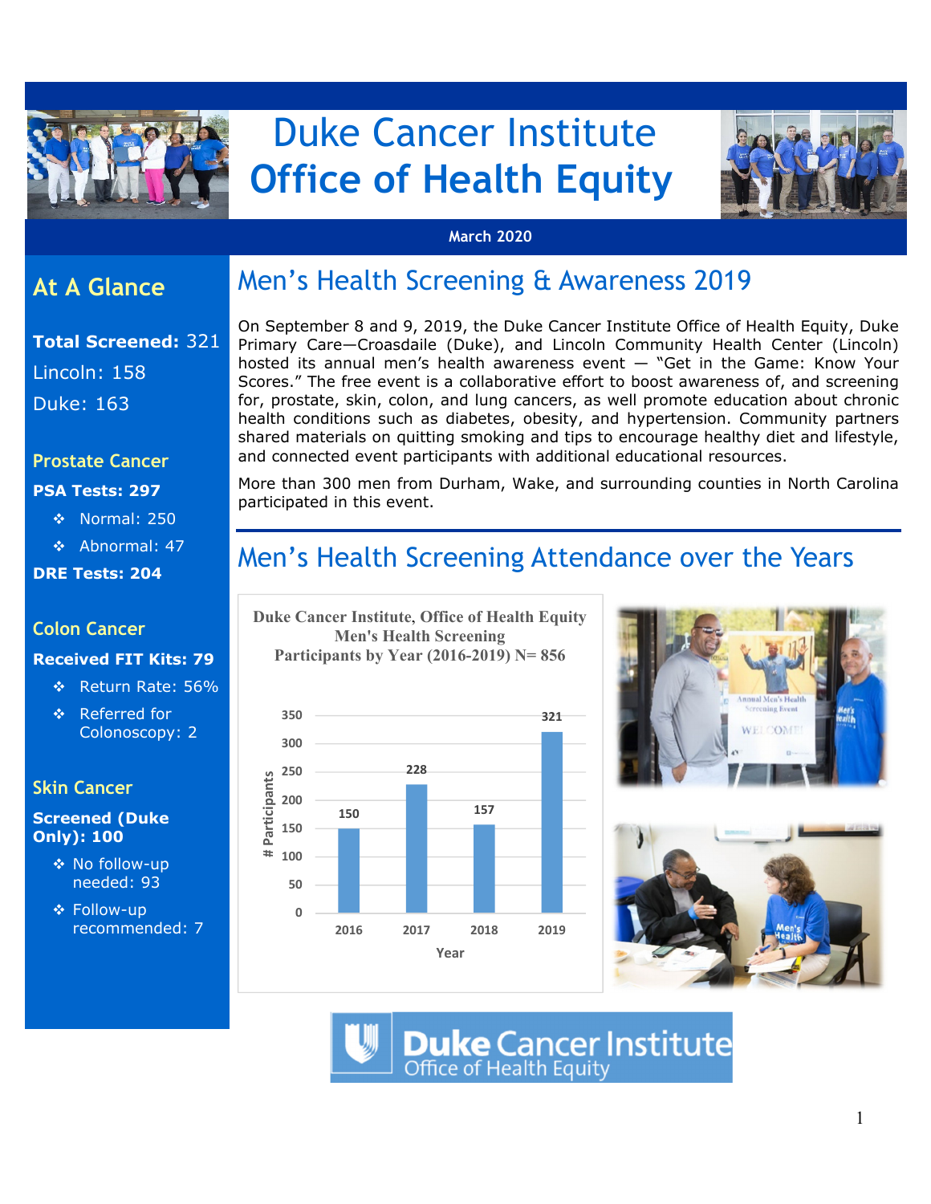# Duke Cancer Institute Office of Health Equity

March 2020

## At A Glance

**Total Screened:** 321

Lincoln: 158

Duke: 163

### Prostate Cancer

**PSA Tests: 297**

- Normal: 250
- Abnormal: 47

**DRE Tests: 204**

### Colon Cancer

**Received FIT Kits: 79**

- Return Rate: 56%
- Referred for Colonoscopy: 2

### Skin Cancer

**Screened (Duke Only): 100**

- No follow-up needed: 93
- Follow-up recommended: 7

## Men's Health Screening & Awareness 2019

On September 8 and 9, 2019, the Duke Cancer Institute Office of Health Equity, Duke Primary Care—Croasdaile (Duke), and Lincoln Community Health Center (Lincoln) hosted its annual men's health awareness event — "Get in the Game: Know Your Scores." The free event is a collaborative effort to boost awareness of, and screening for, prostate, skin, colon, and lung cancers, as well promote education about chronic health conditions such as diabetes, obesity, and hypertension. Community partners shared materials on quitting smoking and tips to encourage healthy diet and lifestyle, and connected event participants with additional educational resources.

More than 300 men from Durham, Wake, and surrounding counties in North Carolina participated in this event.

## Men's Health Screening Attendance over the Years

**Duke Cancer Institute, Office of Health Equity Men's Health Screening Participants by Year (2016-2019) N= 856**

| Year | # Participants |
|---|---|
| 2016 | 150 |
| 2017 | 228 |
| 2018 | 157 |
| 2019 | 321 |

Duke Cancer Institute Office of Health Equity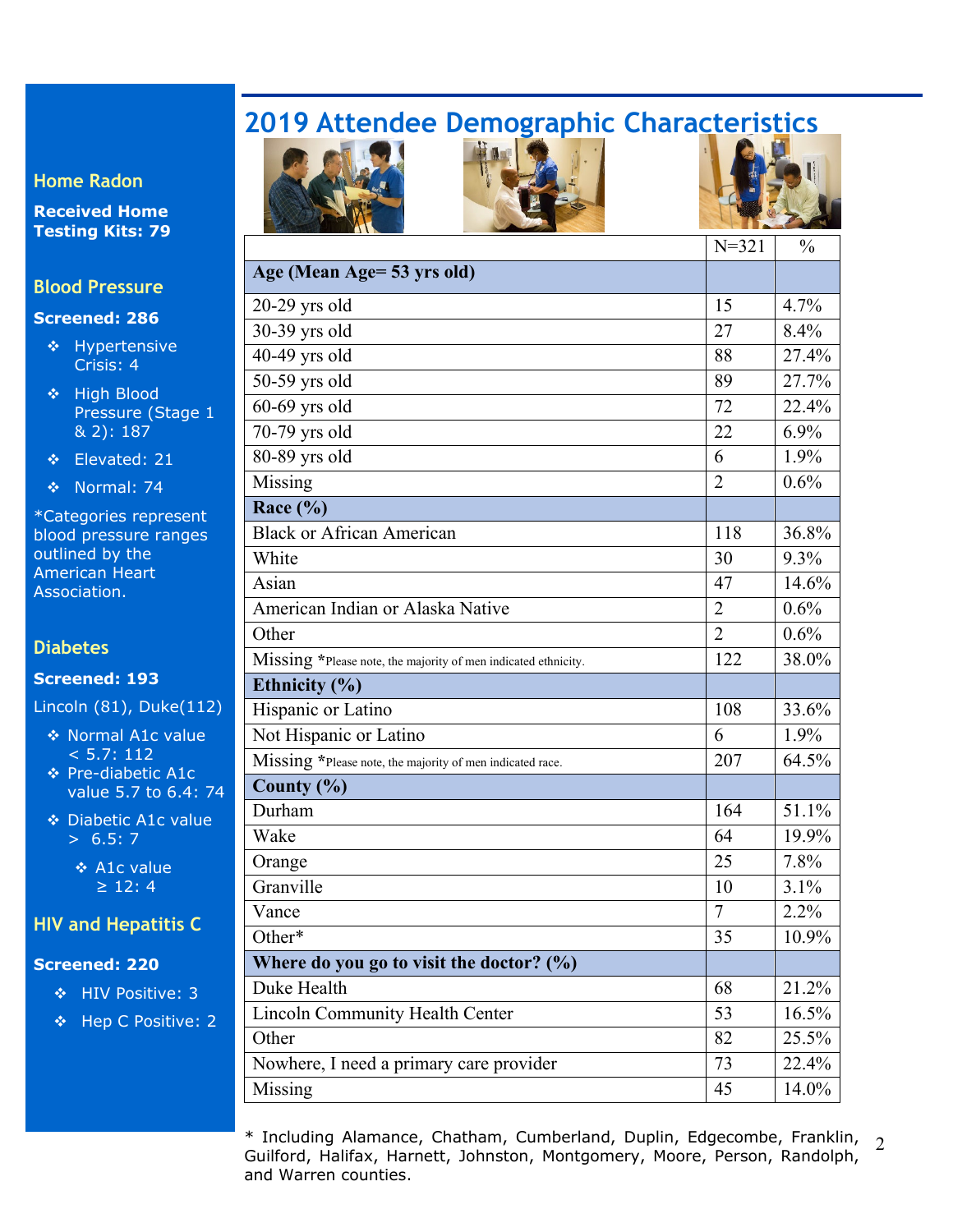## Home Radon

**Received Home Testing Kits: 79**

## Blood Pressure

**Screened: 286**

- Hypertensive Crisis: 4
- High Blood Pressure (Stage 1 & 2): 187
- Elevated: 21
- Normal: 74

*Categories represent blood pressure ranges outlined by the American Heart Association.

## Diabetes

**Screened: 193**

Lincoln (81), Duke(112)

- Normal A1c value < 5.7: 112
- Pre-diabetic A1c value 5.7 to 6.4: 74
- Diabetic A1c value > 6.5: 7
  - A1c value ≥ 12: 4

## HIV and Hepatitis C

**Screened: 220**

- HIV Positive: 3
- Hep C Positive: 2

# 2019 Attendee Demographic Characteristics

| | N=321 | % |
|---|---|---|
| **Age (Mean Age= 53 yrs old)** | | |
| 20-29 yrs old | 15 | 4.7% |
| 30-39 yrs old | 27 | 8.4% |
| 40-49 yrs old | 88 | 27.4% |
| 50-59 yrs old | 89 | 27.7% |
| 60-69 yrs old | 72 | 22.4% |
| 70-79 yrs old | 22 | 6.9% |
| 80-89 yrs old | 6 | 1.9% |
| Missing | 2 | 0.6% |
| **Race (%)** | | |
| Black or African American | 118 | 36.8% |
| White | 30 | 9.3% |
| Asian | 47 | 14.6% |
| American Indian or Alaska Native | 2 | 0.6% |
| Other | 2 | 0.6% |
| Missing *Please note, the majority of men indicated ethnicity. | 122 | 38.0% |
| **Ethnicity (%)** | | |
| Hispanic or Latino | 108 | 33.6% |
| Not Hispanic or Latino | 6 | 1.9% |
| Missing *Please note, the majority of men indicated race. | 207 | 64.5% |
| **County (%)** | | |
| Durham | 164 | 51.1% |
| Wake | 64 | 19.9% |
| Orange | 25 | 7.8% |
| Granville | 10 | 3.1% |
| Vance | 7 | 2.2% |
| Other* | 35 | 10.9% |
| **Where do you go to visit the doctor? (%)** | | |
| Duke Health | 68 | 21.2% |
| Lincoln Community Health Center | 53 | 16.5% |
| Other | 82 | 25.5% |
| Nowhere, I need a primary care provider | 73 | 22.4% |
| Missing | 45 | 14.0% |

* Including Alamance, Chatham, Cumberland, Duplin, Edgecombe, Franklin, Guilford, Halifax, Harnett, Johnston, Montgomery, Moore, Person, Randolph, and Warren counties.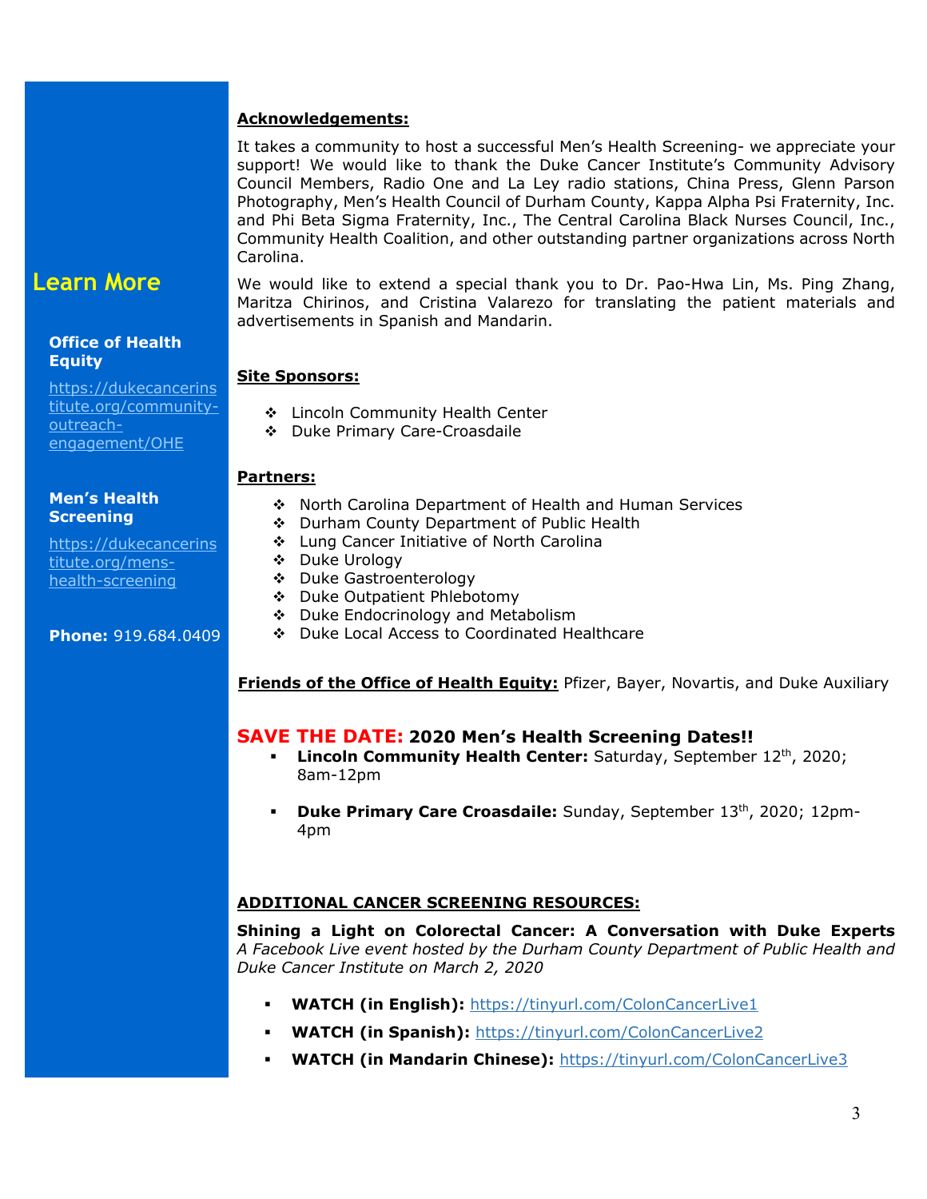**Acknowledgements:**

It takes a community to host a successful Men's Health Screening- we appreciate your support! We would like to thank the Duke Cancer Institute's Community Advisory Council Members, Radio One and La Ley radio stations, China Press, Glenn Parson Photography, Men's Health Council of Durham County, Kappa Alpha Psi Fraternity, Inc. and Phi Beta Sigma Fraternity, Inc., The Central Carolina Black Nurses Council, Inc., Community Health Coalition, and other outstanding partner organizations across North Carolina.

We would like to extend a special thank you to Dr. Pao-Hwa Lin, Ms. Ping Zhang, Maritza Chirinos, and Cristina Valarezo for translating the patient materials and advertisements in Spanish and Mandarin.

**Site Sponsors:**

- Lincoln Community Health Center
- Duke Primary Care-Croasdaile

**Partners:**

- North Carolina Department of Health and Human Services
- Durham County Department of Public Health
- Lung Cancer Initiative of North Carolina
- Duke Urology
- Duke Gastroenterology
- Duke Outpatient Phlebotomy
- Duke Endocrinology and Metabolism
- Duke Local Access to Coordinated Healthcare

**Friends of the Office of Health Equity:** Pfizer, Bayer, Novartis, and Duke Auxiliary

## SAVE THE DATE: 2020 Men's Health Screening Dates!!

- **Lincoln Community Health Center:** Saturday, September 12th, 2020; 8am-12pm
- **Duke Primary Care Croasdaile:** Sunday, September 13th, 2020; 12pm-4pm

**ADDITIONAL CANCER SCREENING RESOURCES:**

**Shining a Light on Colorectal Cancer: A Conversation with Duke Experts**
*A Facebook Live event hosted by the Durham County Department of Public Health and Duke Cancer Institute on March 2, 2020*

- **WATCH (in English):** https://tinyurl.com/ColonCancerLive1
- **WATCH (in Spanish):** https://tinyurl.com/ColonCancerLive2
- **WATCH (in Mandarin Chinese):** https://tinyurl.com/ColonCancerLive3

## Learn More

**Office of Health Equity**

https://dukecancerinstitute.org/community-outreach-engagement/OHE

**Men's Health Screening**

https://dukecancerinstitute.org/mens-health-screening

**Phone:** 919.684.0409